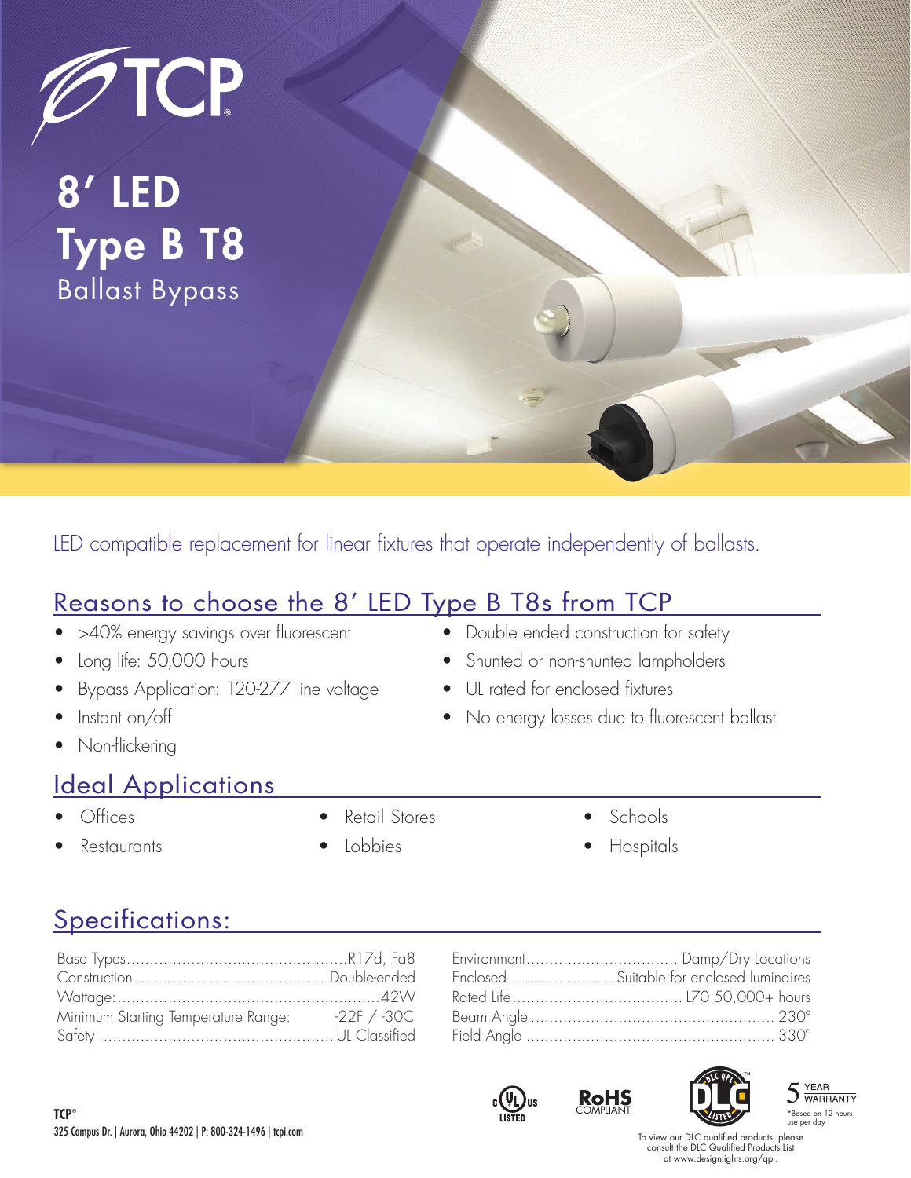# 8' LED Type B T8

## Ballast Bypass

LED compatible replacement for linear fixtures that operate independently of ballasts.

## Reasons to choose the 8' LED Type B T8s from TCP

- >40% energy savings over fluorescent
- Long life: 50,000 hours
- Bypass Application: 120-277 line voltage
- Instant on/off
- Non-flickering
- Double ended construction for safety
- Shunted or non-shunted lampholders
- UL rated for enclosed fixtures
- No energy losses due to fluorescent ballast

## Ideal Applications

- Offices
- Restaurants
- Retail Stores
- Lobbies
- Schools
- Hospitals

## Specifications:

| | |
|---|---|
| Base Types | R17d, Fa8 |
| Construction | Double-ended |
| Wattage: | 42W |
| Minimum Starting Temperature Range: | -22F / -30C |
| Safety | UL Classified |
| Environment | Damp/Dry Locations |
| Enclosed | Suitable for enclosed luminaires |
| Rated Life | L70 50,000+ hours |
| Beam Angle | 230° |
| Field Angle | 330° |

c UL us LISTED

RoHS COMPLIANT

DLC QPL LISTED

5 YEAR WARRANTY

*Based on 12 hours use per day

To view our DLC qualified products, please consult the DLC Qualified Products List at www.designlights.org/qpl.

TCP®
325 Campus Dr. | Aurora, Ohio 44202 | P: 800-324-1496 | tcpi.com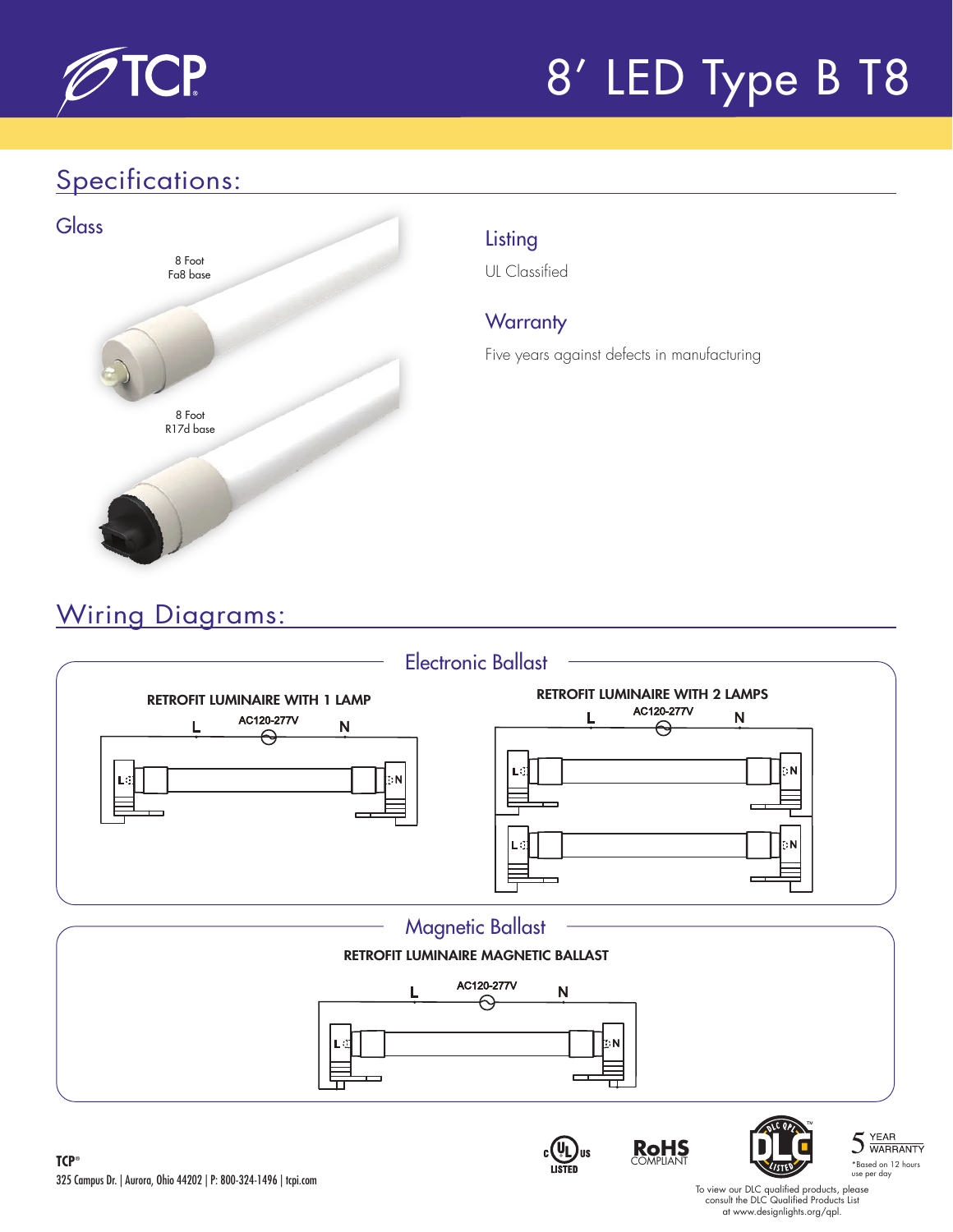# 8′ LED Type B T8

## Specifications:

### Glass

8 Foot
Fa8 base

8 Foot
R17d base

### Listing

UL Classified

### Warranty

Five years against defects in manufacturing

## Wiring Diagrams:

### Electronic Ballast

**RETROFIT LUMINAIRE WITH 1 LAMP**

L AC120-277V N

**RETROFIT LUMINAIRE WITH 2 LAMPS**

L AC120-277V N

### Magnetic Ballast

**RETROFIT LUMINAIRE MAGNETIC BALLAST**

L AC120-277V N

**TCP®**
325 Campus Dr. | Aurora, Ohio 44202 | P: 800-324-1496 | tcpi.com

c UL us LISTED

RoHS COMPLIANT

DLC QPL LISTED

5 YEAR WARRANTY
*Based on 12 hours use per day

To view our DLC qualified products, please consult the DLC Qualified Products List at www.designlights.org/qpl.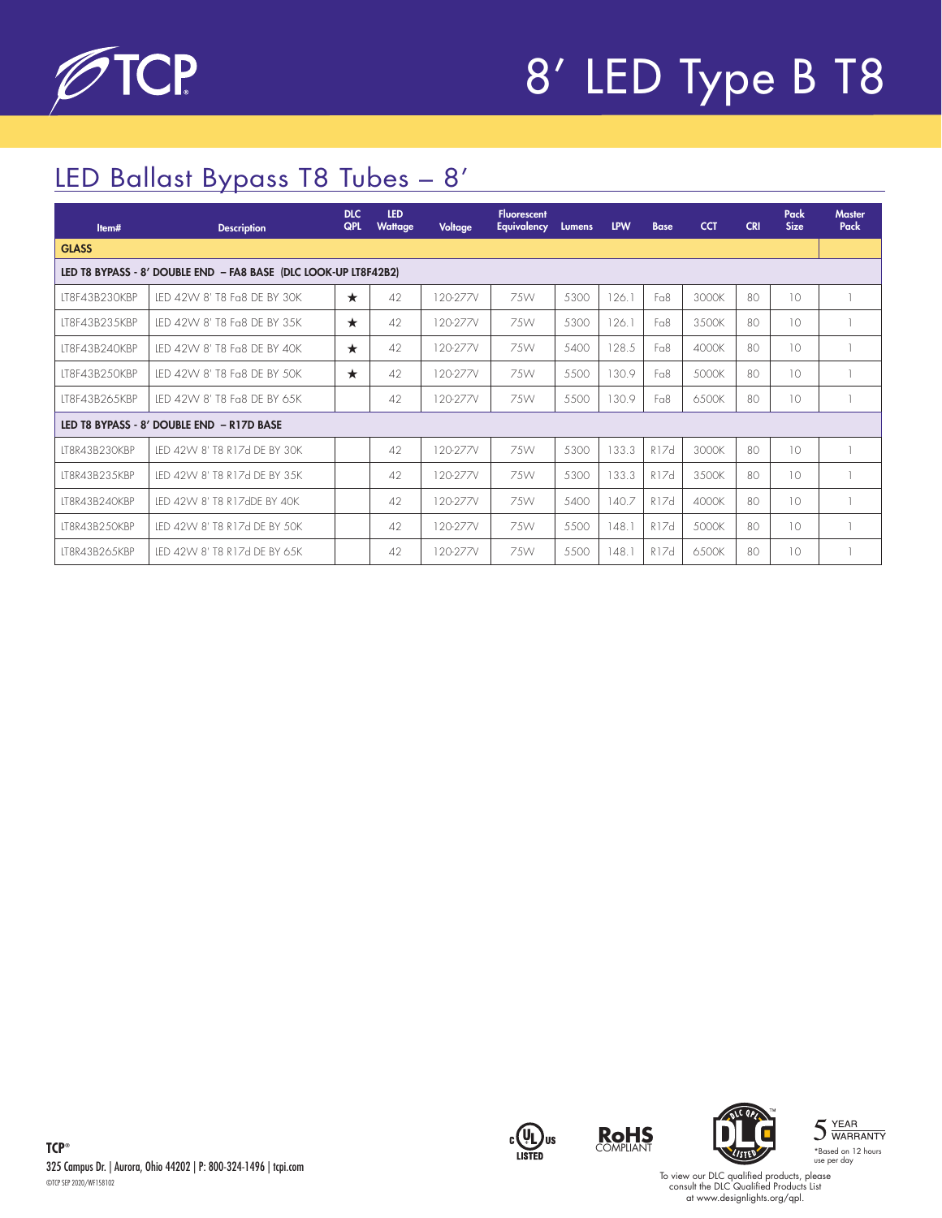# 8′ LED Type B T8

## LED Ballast Bypass T8 Tubes – 8′

| Item# | Description | DLC QPL | LED Wattage | Voltage | Fluorescent Equivalency | Lumens | LPW | Base | CCT | CRI | Pack Size | Master Pack |
|---|---|---|---|---|---|---|---|---|---|---|---|---|
| **GLASS** | | | | | | | | | | | | |
| **LED T8 BYPASS - 8′ DOUBLE END – FA8 BASE (DLC LOOK-UP LT8F42B2)** | | | | | | | | | | | | |
| LT8F43B230KBP | LED 42W 8' T8 Fa8 DE BY 30K | ★ | 42 | 120-277V | 75W | 5300 | 126.1 | Fa8 | 3000K | 80 | 10 | 1 |
| LT8F43B235KBP | LED 42W 8' T8 Fa8 DE BY 35K | ★ | 42 | 120-277V | 75W | 5300 | 126.1 | Fa8 | 3500K | 80 | 10 | 1 |
| LT8F43B240KBP | LED 42W 8' T8 Fa8 DE BY 40K | ★ | 42 | 120-277V | 75W | 5400 | 128.5 | Fa8 | 4000K | 80 | 10 | 1 |
| LT8F43B250KBP | LED 42W 8' T8 Fa8 DE BY 50K | ★ | 42 | 120-277V | 75W | 5500 | 130.9 | Fa8 | 5000K | 80 | 10 | 1 |
| LT8F43B265KBP | LED 42W 8' T8 Fa8 DE BY 65K | | 42 | 120-277V | 75W | 5500 | 130.9 | Fa8 | 6500K | 80 | 10 | 1 |
| **LED T8 BYPASS - 8′ DOUBLE END – R17D BASE** | | | | | | | | | | | | |
| LT8R43B230KBP | LED 42W 8' T8 R17d DE BY 30K | | 42 | 120-277V | 75W | 5300 | 133.3 | R17d | 3000K | 80 | 10 | 1 |
| LT8R43B235KBP | LED 42W 8' T8 R17d DE BY 35K | | 42 | 120-277V | 75W | 5300 | 133.3 | R17d | 3500K | 80 | 10 | 1 |
| LT8R43B240KBP | LED 42W 8' T8 R17dDE BY 40K | | 42 | 120-277V | 75W | 5400 | 140.7 | R17d | 4000K | 80 | 10 | 1 |
| LT8R43B250KBP | LED 42W 8' T8 R17d DE BY 50K | | 42 | 120-277V | 75W | 5500 | 148.1 | R17d | 5000K | 80 | 10 | 1 |
| LT8R43B265KBP | LED 42W 8' T8 R17d DE BY 65K | | 42 | 120-277V | 75W | 5500 | 148.1 | R17d | 6500K | 80 | 10 | 1 |

**TCP®**
325 Campus Dr. | Aurora, Ohio 44202 | P: 800-324-1496 | tcpi.com
©TCP SEP 2020/WF158102

5 YEAR WARRANTY
*Based on 12 hours use per day

To view our DLC qualified products, please consult the DLC Qualified Products List at www.designlights.org/qpl.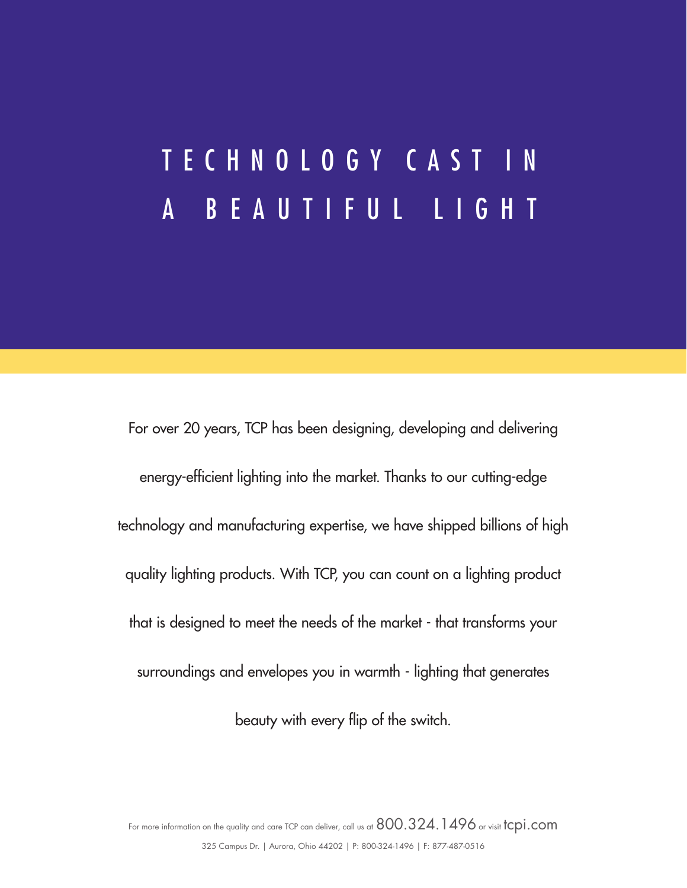# TECHNOLOGY CAST IN A BEAUTIFUL LIGHT

For over 20 years, TCP has been designing, developing and delivering energy-efficient lighting into the market. Thanks to our cutting-edge technology and manufacturing expertise, we have shipped billions of high quality lighting products. With TCP, you can count on a lighting product that is designed to meet the needs of the market - that transforms your surroundings and envelopes you in warmth - lighting that generates beauty with every flip of the switch.

For more information on the quality and care TCP can deliver, call us at 800.324.1496 or visit tcpi.com

325 Campus Dr. | Aurora, Ohio 44202 | P: 800-324-1496 | F: 877-487-0516